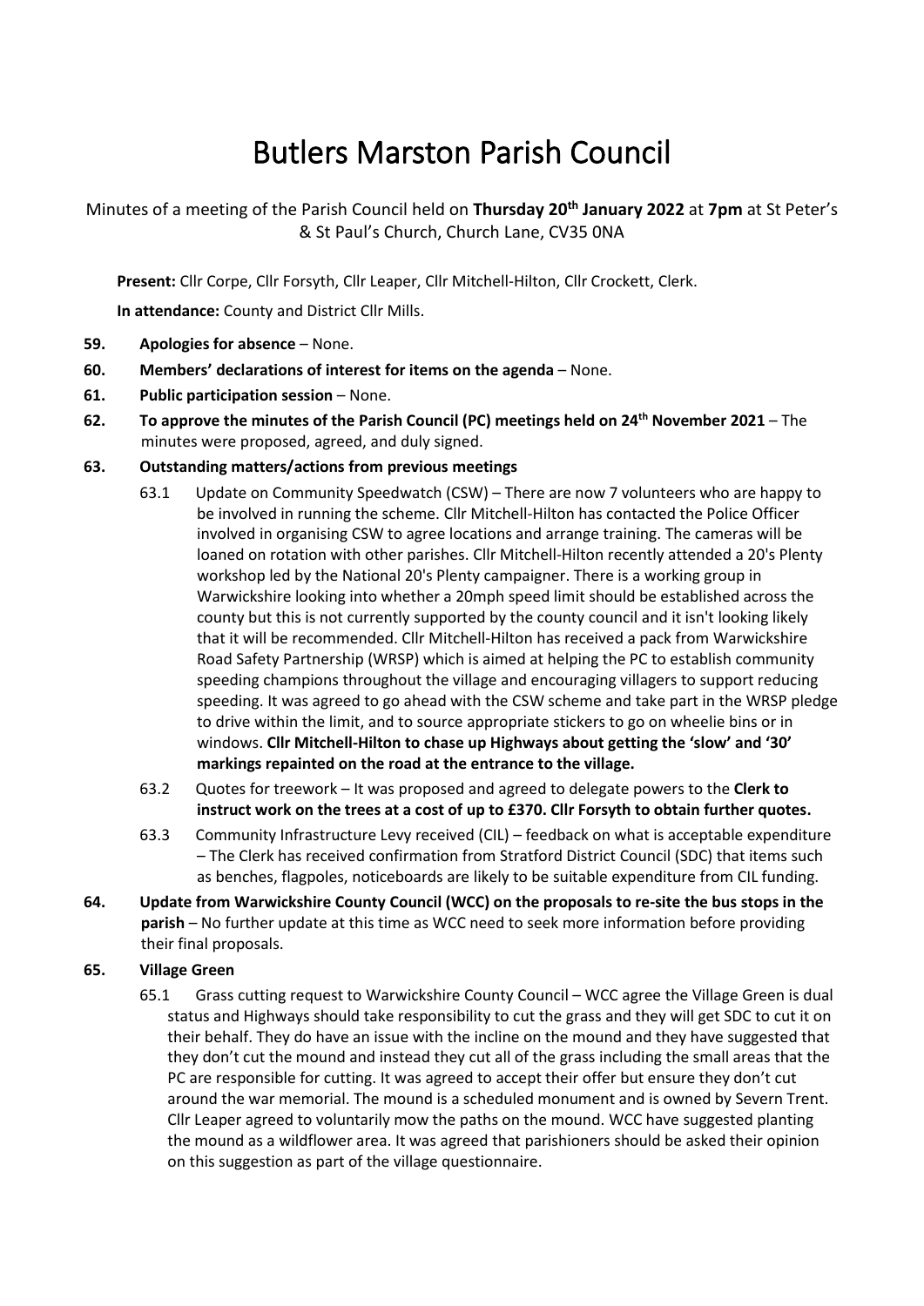# Butlers Marston Parish Council

Minutes of a meeting of the Parish Council held on **Thursday 20th January 2022** at **7pm** at St Peter's & St Paul's Church, Church Lane, CV35 0NA

**Present:** Cllr Corpe, Cllr Forsyth, Cllr Leaper, Cllr Mitchell-Hilton, Cllr Crockett, Clerk.

**In attendance:** County and District Cllr Mills.

**59. Apologies for absence** – None.

**60. Members' declarations of interest for items on the agenda** – None.

**61. Public participation session** – None.

**62. To approve the minutes of the Parish Council (PC) meetings held on 24th November 2021** – The minutes were proposed, agreed, and duly signed.

**63. Outstanding matters/actions from previous meetings**

63.1 Update on Community Speedwatch (CSW) – There are now 7 volunteers who are happy to be involved in running the scheme. Cllr Mitchell-Hilton has contacted the Police Officer involved in organising CSW to agree locations and arrange training. The cameras will be loaned on rotation with other parishes. Cllr Mitchell-Hilton recently attended a 20's Plenty workshop led by the National 20's Plenty campaigner. There is a working group in Warwickshire looking into whether a 20mph speed limit should be established across the county but this is not currently supported by the county council and it isn't looking likely that it will be recommended. Cllr Mitchell-Hilton has received a pack from Warwickshire Road Safety Partnership (WRSP) which is aimed at helping the PC to establish community speeding champions throughout the village and encouraging villagers to support reducing speeding. It was agreed to go ahead with the CSW scheme and take part in the WRSP pledge to drive within the limit, and to source appropriate stickers to go on wheelie bins or in windows. **Cllr Mitchell-Hilton to chase up Highways about getting the 'slow' and '30' markings repainted on the road at the entrance to the village.**

63.2 Quotes for treework – It was proposed and agreed to delegate powers to the **Clerk to instruct work on the trees at a cost of up to £370. Cllr Forsyth to obtain further quotes.**

63.3 Community Infrastructure Levy received (CIL) – feedback on what is acceptable expenditure – The Clerk has received confirmation from Stratford District Council (SDC) that items such as benches, flagpoles, noticeboards are likely to be suitable expenditure from CIL funding.

**64. Update from Warwickshire County Council (WCC) on the proposals to re-site the bus stops in the parish** – No further update at this time as WCC need to seek more information before providing their final proposals.

**65. Village Green**

65.1 Grass cutting request to Warwickshire County Council – WCC agree the Village Green is dual status and Highways should take responsibility to cut the grass and they will get SDC to cut it on their behalf. They do have an issue with the incline on the mound and they have suggested that they don't cut the mound and instead they cut all of the grass including the small areas that the PC are responsible for cutting. It was agreed to accept their offer but ensure they don't cut around the war memorial. The mound is a scheduled monument and is owned by Severn Trent. Cllr Leaper agreed to voluntarily mow the paths on the mound. WCC have suggested planting the mound as a wildflower area. It was agreed that parishioners should be asked their opinion on this suggestion as part of the village questionnaire.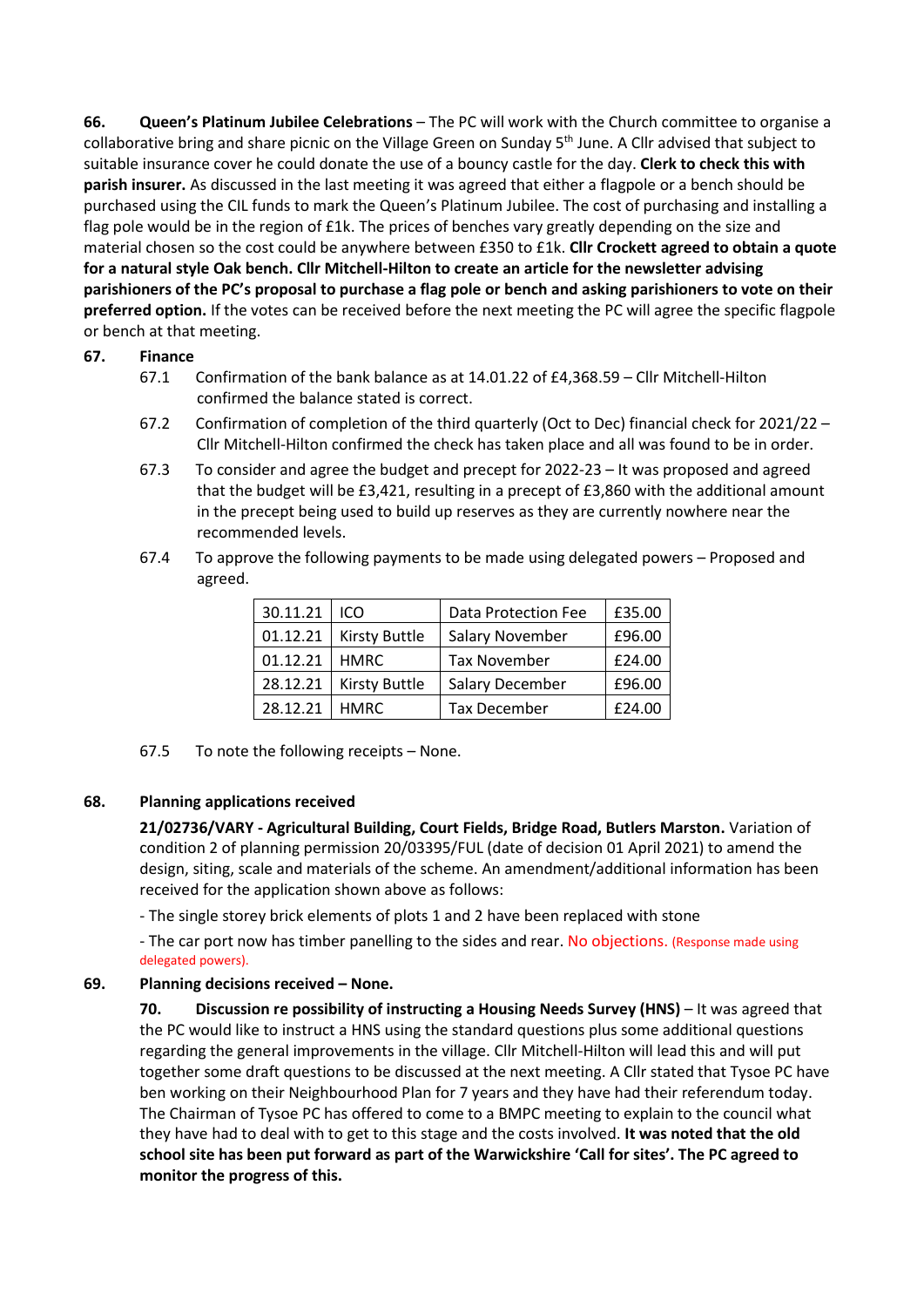**66. Queen's Platinum Jubilee Celebrations** – The PC will work with the Church committee to organise a collaborative bring and share picnic on the Village Green on Sunday 5th June. A Cllr advised that subject to suitable insurance cover he could donate the use of a bouncy castle for the day. **Clerk to check this with parish insurer.** As discussed in the last meeting it was agreed that either a flagpole or a bench should be purchased using the CIL funds to mark the Queen's Platinum Jubilee. The cost of purchasing and installing a flag pole would be in the region of £1k. The prices of benches vary greatly depending on the size and material chosen so the cost could be anywhere between £350 to £1k. **Cllr Crockett agreed to obtain a quote for a natural style Oak bench. Cllr Mitchell-Hilton to create an article for the newsletter advising parishioners of the PC's proposal to purchase a flag pole or bench and asking parishioners to vote on their preferred option.** If the votes can be received before the next meeting the PC will agree the specific flagpole or bench at that meeting.

**67. Finance**

67.1 Confirmation of the bank balance as at 14.01.22 of £4,368.59 – Cllr Mitchell-Hilton confirmed the balance stated is correct.

67.2 Confirmation of completion of the third quarterly (Oct to Dec) financial check for 2021/22 – Cllr Mitchell-Hilton confirmed the check has taken place and all was found to be in order.

67.3 To consider and agree the budget and precept for 2022-23 – It was proposed and agreed that the budget will be £3,421, resulting in a precept of £3,860 with the additional amount in the precept being used to build up reserves as they are currently nowhere near the recommended levels.

67.4 To approve the following payments to be made using delegated powers – Proposed and agreed.

| | | | |
|---|---|---|---|
| 30.11.21 | ICO | Data Protection Fee | £35.00 |
| 01.12.21 | Kirsty Buttle | Salary November | £96.00 |
| 01.12.21 | HMRC | Tax November | £24.00 |
| 28.12.21 | Kirsty Buttle | Salary December | £96.00 |
| 28.12.21 | HMRC | Tax December | £24.00 |

67.5 To note the following receipts – None.

**68. Planning applications received**

**21/02736/VARY - Agricultural Building, Court Fields, Bridge Road, Butlers Marston.** Variation of condition 2 of planning permission 20/03395/FUL (date of decision 01 April 2021) to amend the design, siting, scale and materials of the scheme. An amendment/additional information has been received for the application shown above as follows:

- The single storey brick elements of plots 1 and 2 have been replaced with stone

- The car port now has timber panelling to the sides and rear. No objections. (Response made using delegated powers).

**69. Planning decisions received – None.**

**70. Discussion re possibility of instructing a Housing Needs Survey (HNS)** – It was agreed that the PC would like to instruct a HNS using the standard questions plus some additional questions regarding the general improvements in the village. Cllr Mitchell-Hilton will lead this and will put together some draft questions to be discussed at the next meeting. A Cllr stated that Tysoe PC have ben working on their Neighbourhood Plan for 7 years and they have had their referendum today. The Chairman of Tysoe PC has offered to come to a BMPC meeting to explain to the council what they have had to deal with to get to this stage and the costs involved. **It was noted that the old school site has been put forward as part of the Warwickshire 'Call for sites'. The PC agreed to monitor the progress of this.**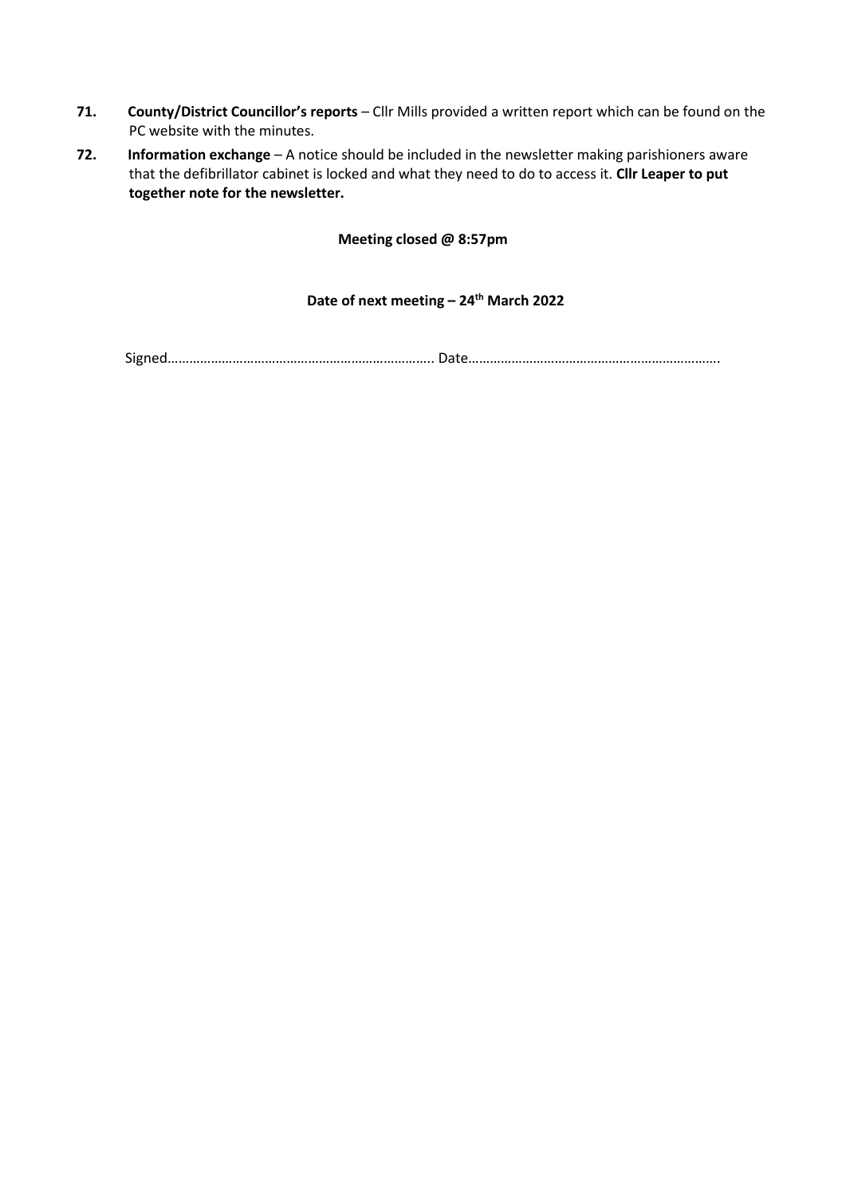71. **County/District Councillor's reports** – Cllr Mills provided a written report which can be found on the PC website with the minutes.

72. **Information exchange** – A notice should be included in the newsletter making parishioners aware that the defibrillator cabinet is locked and what they need to do to access it. **Cllr Leaper to put together note for the newsletter.**

**Meeting closed @ 8:57pm**

**Date of next meeting – 24th March 2022**

Signed……………………………………………………………….. Date…………………………………………………………….